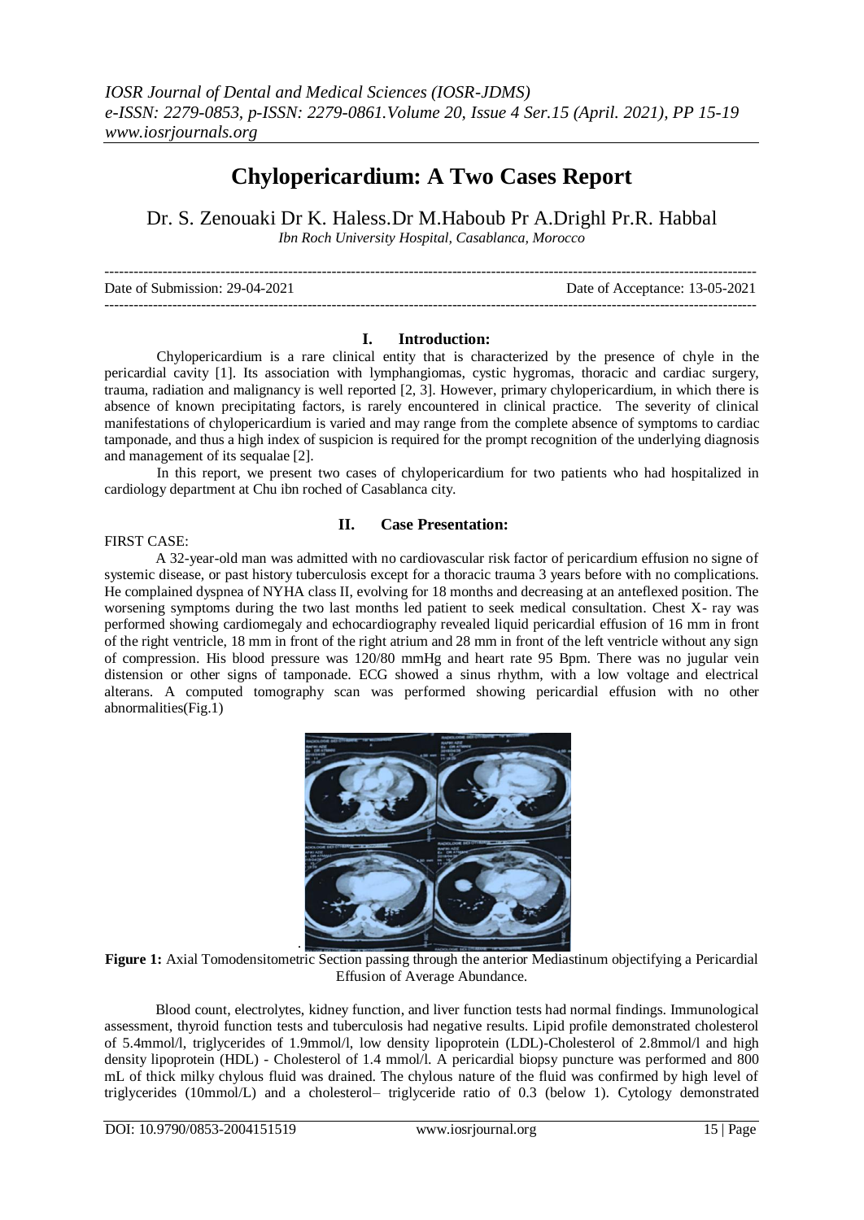# Chylopericardium: A Two Cases Report

Dr. S. Zenouaki Dr K. Haless.Dr M.Haboub Pr A.Drighl Pr.R. Habbal

*Ibn Roch University Hospital, Casablanca, Morocco*

---

Date of Submission: 29-04-2021 Date of Acceptance: 13-05-2021

---

## I. Introduction:

Chylopericardium is a rare clinical entity that is characterized by the presence of chyle in the pericardial cavity [1]. Its association with lymphangiomas, cystic hygromas, thoracic and cardiac surgery, trauma, radiation and malignancy is well reported [2, 3]. However, primary chylopericardium, in which there is absence of known precipitating factors, is rarely encountered in clinical practice. The severity of clinical manifestations of chylopericardium is varied and may range from the complete absence of symptoms to cardiac tamponade, and thus a high index of suspicion is required for the prompt recognition of the underlying diagnosis and management of its sequalae [2].

In this report, we present two cases of chylopericardium for two patients who had hospitalized in cardiology department at Chu ibn roched of Casablanca city.

## II. Case Presentation:

FIRST CASE:

A 32-year-old man was admitted with no cardiovascular risk factor of pericardium effusion no signe of systemic disease, or past history tuberculosis except for a thoracic trauma 3 years before with no complications. He complained dyspnea of NYHA class II, evolving for 18 months and decreasing at an anteflexed position. The worsening symptoms during the two last months led patient to seek medical consultation. Chest X- ray was performed showing cardiomegaly and echocardiography revealed liquid pericardial effusion of 16 mm in front of the right ventricle, 18 mm in front of the right atrium and 28 mm in front of the left ventricle without any sign of compression. His blood pressure was 120/80 mmHg and heart rate 95 Bpm. There was no jugular vein distension or other signs of tamponade. ECG showed a sinus rhythm, with a low voltage and electrical alterans. A computed tomography scan was performed showing pericardial effusion with no other abnormalities(Fig.1)

**Figure 1:** Axial Tomodensitometric Section passing through the anterior Mediastinum objectifying a Pericardial Effusion of Average Abundance.

Blood count, electrolytes, kidney function, and liver function tests had normal findings. Immunological assessment, thyroid function tests and tuberculosis had negative results. Lipid profile demonstrated cholesterol of 5.4mmol/l, triglycerides of 1.9mmol/l, low density lipoprotein (LDL)-Cholesterol of 2.8mmol/l and high density lipoprotein (HDL) - Cholesterol of 1.4 mmol/l. A pericardial biopsy puncture was performed and 800 mL of thick milky chylous fluid was drained. The chylous nature of the fluid was confirmed by high level of triglycerides (10mmol/L) and a cholesterol– triglyceride ratio of 0.3 (below 1). Cytology demonstrated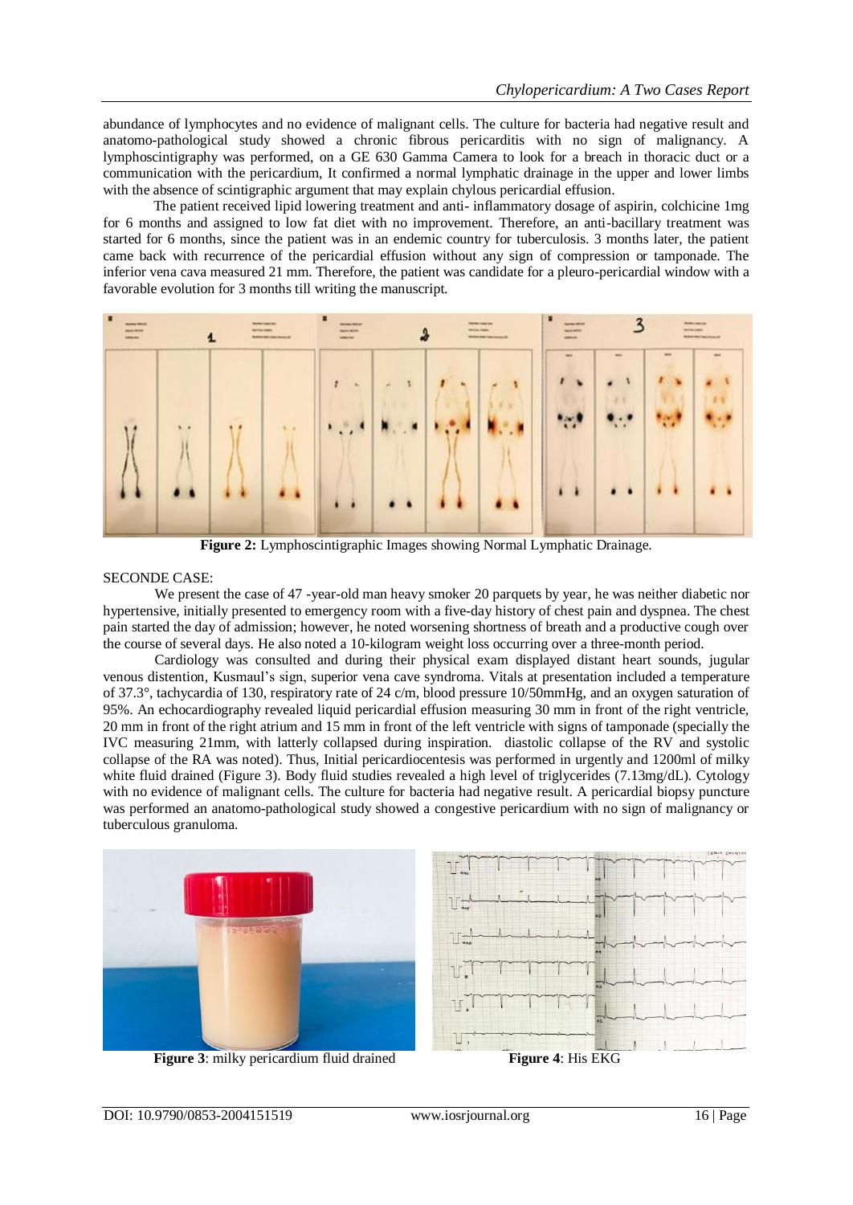abundance of lymphocytes and no evidence of malignant cells. The culture for bacteria had negative result and anatomo-pathological study showed a chronic fibrous pericarditis with no sign of malignancy. A lymphoscintigraphy was performed, on a GE 630 Gamma Camera to look for a breach in thoracic duct or a communication with the pericardium, It confirmed a normal lymphatic drainage in the upper and lower limbs with the absence of scintigraphic argument that may explain chylous pericardial effusion.

The patient received lipid lowering treatment and anti- inflammatory dosage of aspirin, colchicine 1mg for 6 months and assigned to low fat diet with no improvement. Therefore, an anti-bacillary treatment was started for 6 months, since the patient was in an endemic country for tuberculosis. 3 months later, the patient came back with recurrence of the pericardial effusion without any sign of compression or tamponade. The inferior vena cava measured 21 mm. Therefore, the patient was candidate for a pleuro-pericardial window with a favorable evolution for 3 months till writing the manuscript.

**Figure 2:** Lymphoscintigraphic Images showing Normal Lymphatic Drainage.

SECONDE CASE:

We present the case of 47 -year-old man heavy smoker 20 parquets by year, he was neither diabetic nor hypertensive, initially presented to emergency room with a five-day history of chest pain and dyspnea. The chest pain started the day of admission; however, he noted worsening shortness of breath and a productive cough over the course of several days. He also noted a 10-kilogram weight loss occurring over a three-month period.

Cardiology was consulted and during their physical exam displayed distant heart sounds, jugular venous distention, Kusmaul's sign, superior vena cave syndroma. Vitals at presentation included a temperature of 37.3°, tachycardia of 130, respiratory rate of 24 c/m, blood pressure 10/50mmHg, and an oxygen saturation of 95%. An echocardiography revealed liquid pericardial effusion measuring 30 mm in front of the right ventricle, 20 mm in front of the right atrium and 15 mm in front of the left ventricle with signs of tamponade (specially the IVC measuring 21mm, with latterly collapsed during inspiration. diastolic collapse of the RV and systolic collapse of the RA was noted). Thus, Initial pericardiocentesis was performed in urgently and 1200ml of milky white fluid drained (Figure 3). Body fluid studies revealed a high level of triglycerides (7.13mg/dL). Cytology with no evidence of malignant cells. The culture for bacteria had negative result. A pericardial biopsy puncture was performed an anatomo-pathological study showed a congestive pericardium with no sign of malignancy or tuberculous granuloma.

**Figure 3**: milky pericardium fluid drained

**Figure 4**: His EKG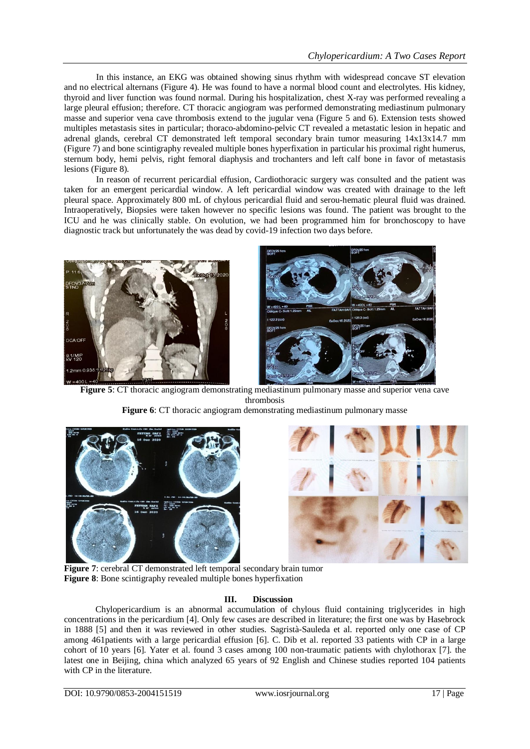In this instance, an EKG was obtained showing sinus rhythm with widespread concave ST elevation and no electrical alternans (Figure 4). He was found to have a normal blood count and electrolytes. His kidney, thyroid and liver function was found normal. During his hospitalization, chest X-ray was performed revealing a large pleural effusion; therefore. CT thoracic angiogram was performed demonstrating mediastinum pulmonary masse and superior vena cave thrombosis extend to the jugular vena (Figure 5 and 6). Extension tests showed multiples metastasis sites in particular; thoraco-abdomino-pelvic CT revealed a metastatic lesion in hepatic and adrenal glands, cerebral CT demonstrated left temporal secondary brain tumor measuring 14x13x14.7 mm (Figure 7) and bone scintigraphy revealed multiple bones hyperfixation in particular his proximal right humerus, sternum body, hemi pelvis, right femoral diaphysis and trochanters and left calf bone in favor of metastasis lesions (Figure 8).

In reason of recurrent pericardial effusion, Cardiothoracic surgery was consulted and the patient was taken for an emergent pericardial window. A left pericardial window was created with drainage to the left pleural space. Approximately 800 mL of chylous pericardial fluid and serou-hematic pleural fluid was drained. Intraoperatively, Biopsies were taken however no specific lesions was found. The patient was brought to the ICU and he was clinically stable. On evolution, we had been programmed him for bronchoscopy to have diagnostic track but unfortunately the was dead by covid-19 infection two days before.

**Figure 5**: CT thoracic angiogram demonstrating mediastinum pulmonary masse and superior vena cave thrombosis

**Figure 6**: CT thoracic angiogram demonstrating mediastinum pulmonary masse

**Figure 7**: cerebral CT demonstrated left temporal secondary brain tumor

**Figure 8**: Bone scintigraphy revealed multiple bones hyperfixation

## III. Discussion

Chylopericardium is an abnormal accumulation of chylous fluid containing triglycerides in high concentrations in the pericardium [4]. Only few cases are described in literature; the first one was by Hasebrock in 1888 [5] and then it was reviewed in other studies. Sagristà-Sauleda et al. reported only one case of CP among 461patients with a large pericardial effusion [6]. C. Dib et al. reported 33 patients with CP in a large cohort of 10 years [6]. Yater et al. found 3 cases among 100 non-traumatic patients with chylothorax [7]. the latest one in Beijing, china which analyzed 65 years of 92 English and Chinese studies reported 104 patients with CP in the literature.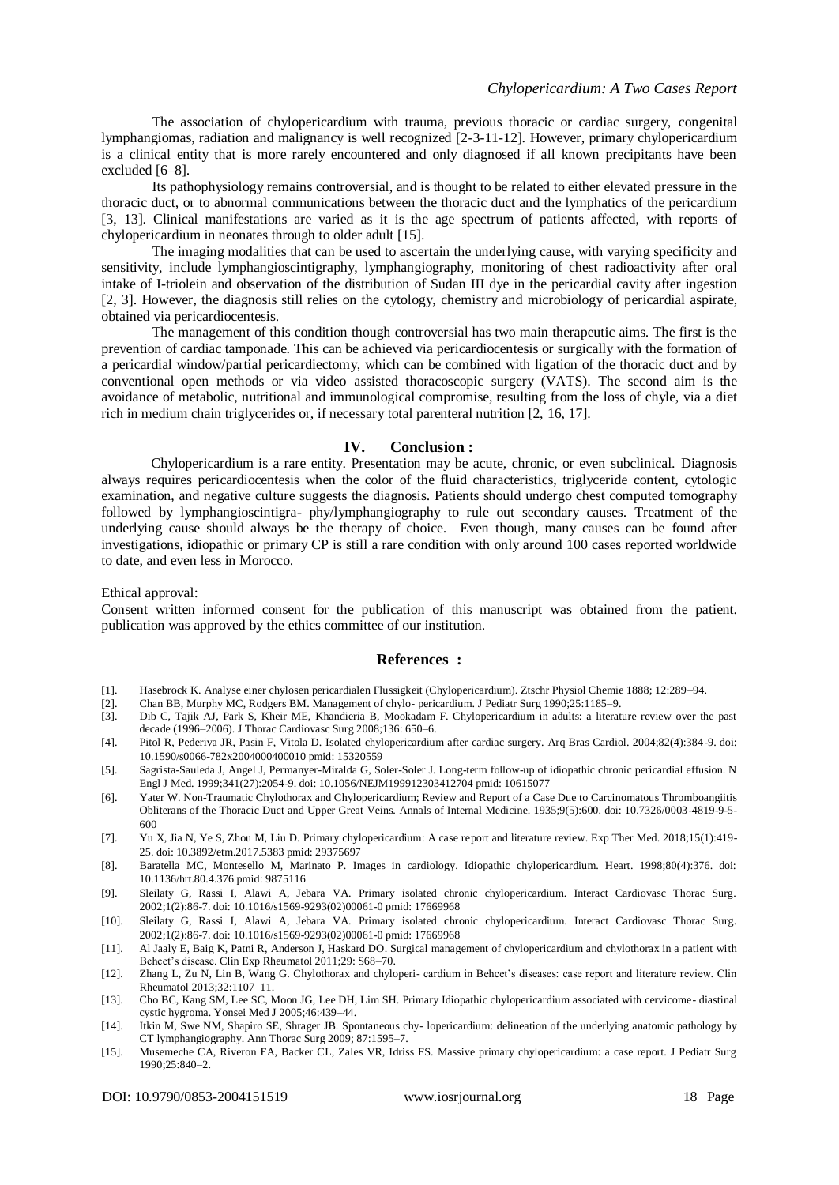The association of chylopericardium with trauma, previous thoracic or cardiac surgery, congenital lymphangiomas, radiation and malignancy is well recognized [2-3-11-12]. However, primary chylopericardium is a clinical entity that is more rarely encountered and only diagnosed if all known precipitants have been excluded [6–8].

Its pathophysiology remains controversial, and is thought to be related to either elevated pressure in the thoracic duct, or to abnormal communications between the thoracic duct and the lymphatics of the pericardium [3, 13]. Clinical manifestations are varied as it is the age spectrum of patients affected, with reports of chylopericardium in neonates through to older adult [15].

The imaging modalities that can be used to ascertain the underlying cause, with varying specificity and sensitivity, include lymphangioscintigraphy, lymphangiography, monitoring of chest radioactivity after oral intake of I-triolein and observation of the distribution of Sudan III dye in the pericardial cavity after ingestion [2, 3]. However, the diagnosis still relies on the cytology, chemistry and microbiology of pericardial aspirate, obtained via pericardiocentesis.

The management of this condition though controversial has two main therapeutic aims. The first is the prevention of cardiac tamponade. This can be achieved via pericardiocentesis or surgically with the formation of a pericardial window/partial pericardiectomy, which can be combined with ligation of the thoracic duct and by conventional open methods or via video assisted thoracoscopic surgery (VATS). The second aim is the avoidance of metabolic, nutritional and immunological compromise, resulting from the loss of chyle, via a diet rich in medium chain triglycerides or, if necessary total parenteral nutrition [2, 16, 17].

## IV. Conclusion :

Chylopericardium is a rare entity. Presentation may be acute, chronic, or even subclinical. Diagnosis always requires pericardiocentesis when the color of the fluid characteristics, triglyceride content, cytologic examination, and negative culture suggests the diagnosis. Patients should undergo chest computed tomography followed by lymphangioscintigra- phy/lymphangiography to rule out secondary causes. Treatment of the underlying cause should always be the therapy of choice. Even though, many causes can be found after investigations, idiopathic or primary CP is still a rare condition with only around 100 cases reported worldwide to date, and even less in Morocco.

Ethical approval:

Consent written informed consent for the publication of this manuscript was obtained from the patient. publication was approved by the ethics committee of our institution.

## References :

[1]. Hasebrock K. Analyse einer chylosen pericardialen Flussigkeit (Chylopericardium). Ztschr Physiol Chemie 1888; 12:289–94.

[2]. Chan BB, Murphy MC, Rodgers BM. Management of chylo- pericardium. J Pediatr Surg 1990;25:1185–9.

[3]. Dib C, Tajik AJ, Park S, Kheir ME, Khandieria B, Mookadam F. Chylopericardium in adults: a literature review over the past decade (1996–2006). J Thorac Cardiovasc Surg 2008;136: 650–6.

[4]. Pitol R, Pederiva JR, Pasin F, Vitola D. Isolated chylopericardium after cardiac surgery. Arq Bras Cardiol. 2004;82(4):384-9. doi: 10.1590/s0066-782x2004000400010 pmid: 15320559

[5]. Sagrista-Sauleda J, Angel J, Permanyer-Miralda G, Soler-Soler J. Long-term follow-up of idiopathic chronic pericardial effusion. N Engl J Med. 1999;341(27):2054-9. doi: 10.1056/NEJM199912303412704 pmid: 10615077

[6]. Yater W. Non-Traumatic Chylothorax and Chylopericardium; Review and Report of a Case Due to Carcinomatous Thromboangiitis Obliterans of the Thoracic Duct and Upper Great Veins. Annals of Internal Medicine. 1935;9(5):600. doi: 10.7326/0003-4819-9-5-600

[7]. Yu X, Jia N, Ye S, Zhou M, Liu D. Primary chylopericardium: A case report and literature review. Exp Ther Med. 2018;15(1):419-25. doi: 10.3892/etm.2017.5383 pmid: 29375697

[8]. Baratella MC, Montesello M, Marinato P. Images in cardiology. Idiopathic chylopericardium. Heart. 1998;80(4):376. doi: 10.1136/hrt.80.4.376 pmid: 9875116

[9]. Sleilaty G, Rassi I, Alawi A, Jebara VA. Primary isolated chronic chylopericardium. Interact Cardiovasc Thorac Surg. 2002;1(2):86-7. doi: 10.1016/s1569-9293(02)00061-0 pmid: 17669968

[10]. Sleilaty G, Rassi I, Alawi A, Jebara VA. Primary isolated chronic chylopericardium. Interact Cardiovasc Thorac Surg. 2002;1(2):86-7. doi: 10.1016/s1569-9293(02)00061-0 pmid: 17669968

[11]. Al Jaaly E, Baig K, Patni R, Anderson J, Haskard DO. Surgical management of chylopericardium and chylothorax in a patient with Behcet's disease. Clin Exp Rheumatol 2011;29: S68–70.

[12]. Zhang L, Zu N, Lin B, Wang G. Chylothorax and chyloperi- cardium in Behcet's diseases: case report and literature review. Clin Rheumatol 2013;32:1107–11.

[13]. Cho BC, Kang SM, Lee SC, Moon JG, Lee DH, Lim SH. Primary Idiopathic chylopericardium associated with cervicome- diastinal cystic hygroma. Yonsei Med J 2005;46:439–44.

[14]. Itkin M, Swe NM, Shapiro SE, Shrager JB. Spontaneous chy- lopericardium: delineation of the underlying anatomic pathology by CT lymphangiography. Ann Thorac Surg 2009; 87:1595–7.

[15]. Musemeche CA, Riveron FA, Backer CL, Zales VR, Idriss FS. Massive primary chylopericardium: a case report. J Pediatr Surg 1990;25:840–2.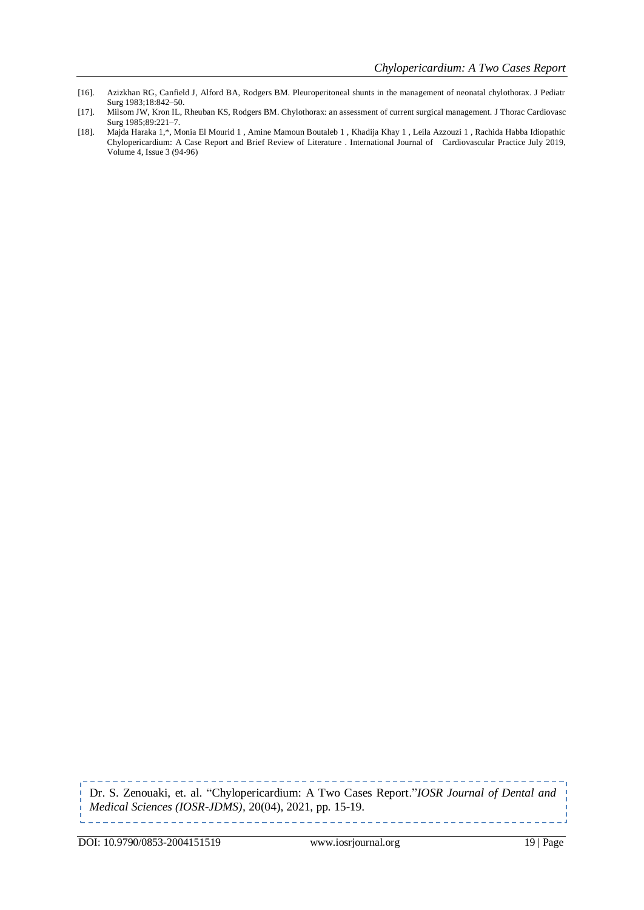[16]. Azizkhan RG, Canfield J, Alford BA, Rodgers BM. Pleuroperitoneal shunts in the management of neonatal chylothorax. J Pediatr Surg 1983;18:842–50.

[17]. Milsom JW, Kron IL, Rheuban KS, Rodgers BM. Chylothorax: an assessment of current surgical management. J Thorac Cardiovasc Surg 1985;89:221–7.

[18]. Majda Haraka 1,*, Monia El Mourid 1 , Amine Mamoun Boutaleb 1 , Khadija Khay 1 , Leila Azzouzi 1 , Rachida Habba Idiopathic Chylopericardium: A Case Report and Brief Review of Literature . International Journal of Cardiovascular Practice July 2019, Volume 4, Issue 3 (94-96)

Dr. S. Zenouaki, et. al. "Chylopericardium: A Two Cases Report."*IOSR Journal of Dental and Medical Sciences (IOSR-JDMS)*, 20(04), 2021, pp. 15-19.